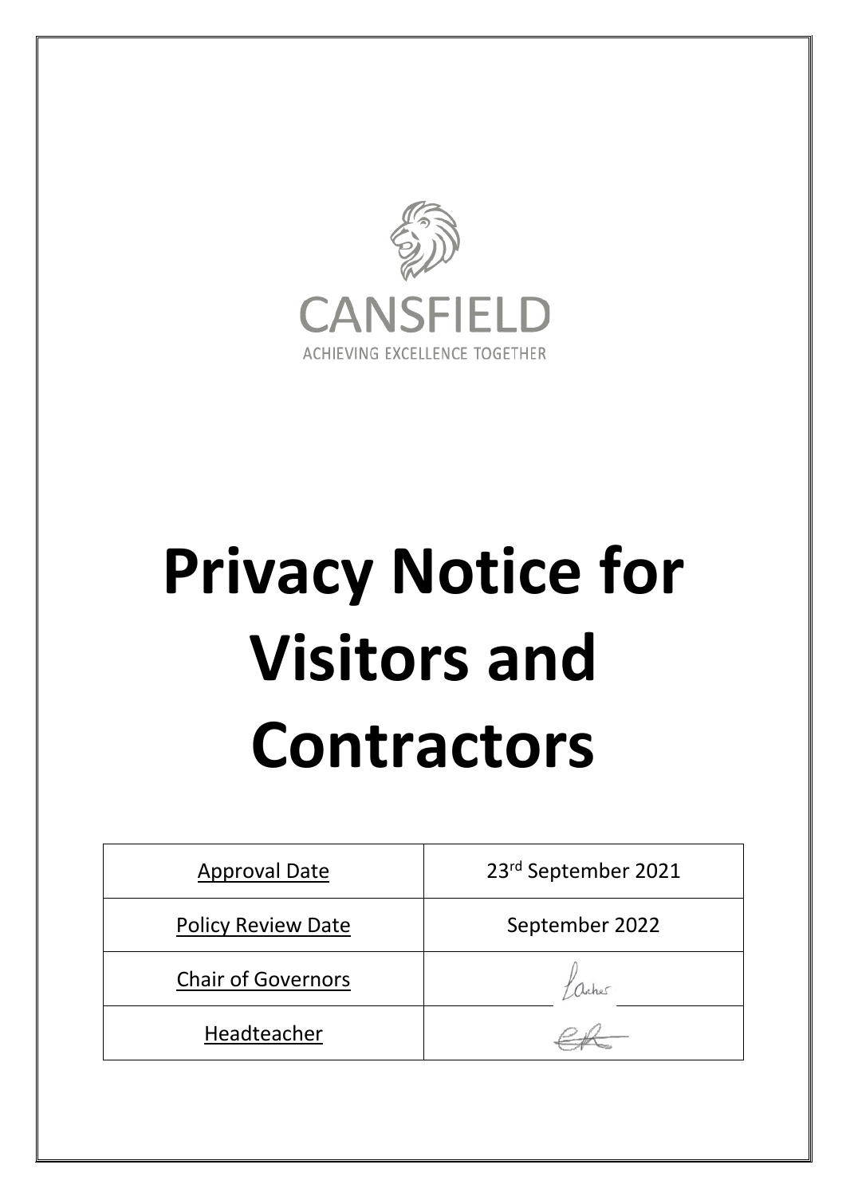CANSFIELD

ACHIEVING EXCELLENCE TOGETHER

# Privacy Notice for Visitors and Contractors

| Approval Date | 23rd September 2021 |
|---|---|
| Policy Review Date | September 2022 |
| Chair of Governors | |
| Headteacher | |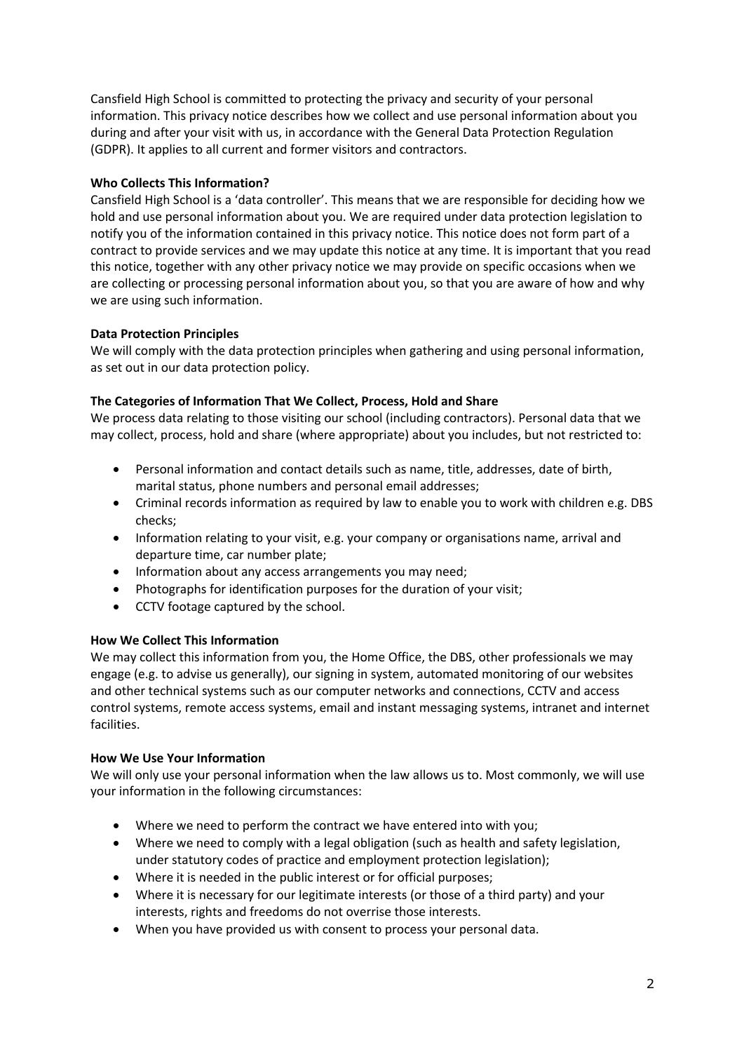Cansfield High School is committed to protecting the privacy and security of your personal information. This privacy notice describes how we collect and use personal information about you during and after your visit with us, in accordance with the General Data Protection Regulation (GDPR). It applies to all current and former visitors and contractors.

**Who Collects This Information?**

Cansfield High School is a 'data controller'. This means that we are responsible for deciding how we hold and use personal information about you. We are required under data protection legislation to notify you of the information contained in this privacy notice. This notice does not form part of a contract to provide services and we may update this notice at any time. It is important that you read this notice, together with any other privacy notice we may provide on specific occasions when we are collecting or processing personal information about you, so that you are aware of how and why we are using such information.

**Data Protection Principles**

We will comply with the data protection principles when gathering and using personal information, as set out in our data protection policy.

**The Categories of Information That We Collect, Process, Hold and Share**

We process data relating to those visiting our school (including contractors). Personal data that we may collect, process, hold and share (where appropriate) about you includes, but not restricted to:

- Personal information and contact details such as name, title, addresses, date of birth, marital status, phone numbers and personal email addresses;
- Criminal records information as required by law to enable you to work with children e.g. DBS checks;
- Information relating to your visit, e.g. your company or organisations name, arrival and departure time, car number plate;
- Information about any access arrangements you may need;
- Photographs for identification purposes for the duration of your visit;
- CCTV footage captured by the school.

**How We Collect This Information**

We may collect this information from you, the Home Office, the DBS, other professionals we may engage (e.g. to advise us generally), our signing in system, automated monitoring of our websites and other technical systems such as our computer networks and connections, CCTV and access control systems, remote access systems, email and instant messaging systems, intranet and internet facilities.

**How We Use Your Information**

We will only use your personal information when the law allows us to. Most commonly, we will use your information in the following circumstances:

- Where we need to perform the contract we have entered into with you;
- Where we need to comply with a legal obligation (such as health and safety legislation, under statutory codes of practice and employment protection legislation);
- Where it is needed in the public interest or for official purposes;
- Where it is necessary for our legitimate interests (or those of a third party) and your interests, rights and freedoms do not overrise those interests.
- When you have provided us with consent to process your personal data.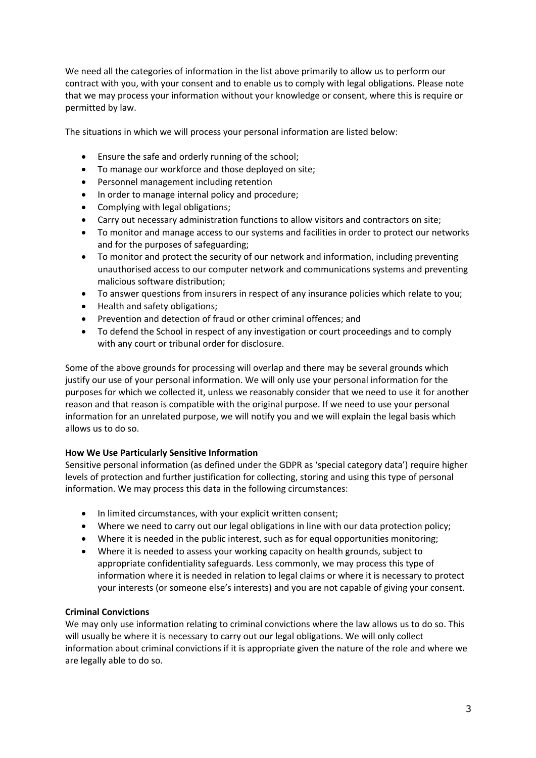We need all the categories of information in the list above primarily to allow us to perform our contract with you, with your consent and to enable us to comply with legal obligations. Please note that we may process your information without your knowledge or consent, where this is require or permitted by law.

The situations in which we will process your personal information are listed below:

- Ensure the safe and orderly running of the school;
- To manage our workforce and those deployed on site;
- Personnel management including retention
- In order to manage internal policy and procedure;
- Complying with legal obligations;
- Carry out necessary administration functions to allow visitors and contractors on site;
- To monitor and manage access to our systems and facilities in order to protect our networks and for the purposes of safeguarding;
- To monitor and protect the security of our network and information, including preventing unauthorised access to our computer network and communications systems and preventing malicious software distribution;
- To answer questions from insurers in respect of any insurance policies which relate to you;
- Health and safety obligations;
- Prevention and detection of fraud or other criminal offences; and
- To defend the School in respect of any investigation or court proceedings and to comply with any court or tribunal order for disclosure.

Some of the above grounds for processing will overlap and there may be several grounds which justify our use of your personal information. We will only use your personal information for the purposes for which we collected it, unless we reasonably consider that we need to use it for another reason and that reason is compatible with the original purpose. If we need to use your personal information for an unrelated purpose, we will notify you and we will explain the legal basis which allows us to do so.

**How We Use Particularly Sensitive Information**

Sensitive personal information (as defined under the GDPR as 'special category data') require higher levels of protection and further justification for collecting, storing and using this type of personal information. We may process this data in the following circumstances:

- In limited circumstances, with your explicit written consent;
- Where we need to carry out our legal obligations in line with our data protection policy;
- Where it is needed in the public interest, such as for equal opportunities monitoring;
- Where it is needed to assess your working capacity on health grounds, subject to appropriate confidentiality safeguards. Less commonly, we may process this type of information where it is needed in relation to legal claims or where it is necessary to protect your interests (or someone else's interests) and you are not capable of giving your consent.

**Criminal Convictions**

We may only use information relating to criminal convictions where the law allows us to do so. This will usually be where it is necessary to carry out our legal obligations. We will only collect information about criminal convictions if it is appropriate given the nature of the role and where we are legally able to do so.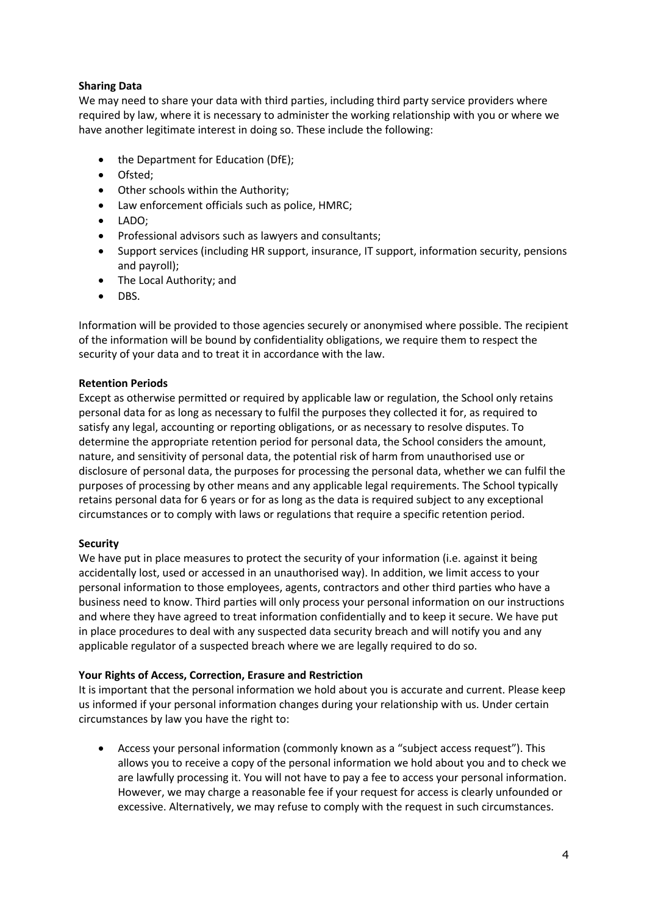**Sharing Data**

We may need to share your data with third parties, including third party service providers where required by law, where it is necessary to administer the working relationship with you or where we have another legitimate interest in doing so. These include the following:

- the Department for Education (DfE);
- Ofsted;
- Other schools within the Authority;
- Law enforcement officials such as police, HMRC;
- LADO;
- Professional advisors such as lawyers and consultants;
- Support services (including HR support, insurance, IT support, information security, pensions and payroll);
- The Local Authority; and
- DBS.

Information will be provided to those agencies securely or anonymised where possible. The recipient of the information will be bound by confidentiality obligations, we require them to respect the security of your data and to treat it in accordance with the law.

**Retention Periods**

Except as otherwise permitted or required by applicable law or regulation, the School only retains personal data for as long as necessary to fulfil the purposes they collected it for, as required to satisfy any legal, accounting or reporting obligations, or as necessary to resolve disputes. To determine the appropriate retention period for personal data, the School considers the amount, nature, and sensitivity of personal data, the potential risk of harm from unauthorised use or disclosure of personal data, the purposes for processing the personal data, whether we can fulfil the purposes of processing by other means and any applicable legal requirements. The School typically retains personal data for 6 years or for as long as the data is required subject to any exceptional circumstances or to comply with laws or regulations that require a specific retention period.

**Security**

We have put in place measures to protect the security of your information (i.e. against it being accidentally lost, used or accessed in an unauthorised way). In addition, we limit access to your personal information to those employees, agents, contractors and other third parties who have a business need to know. Third parties will only process your personal information on our instructions and where they have agreed to treat information confidentially and to keep it secure. We have put in place procedures to deal with any suspected data security breach and will notify you and any applicable regulator of a suspected breach where we are legally required to do so.

**Your Rights of Access, Correction, Erasure and Restriction**

It is important that the personal information we hold about you is accurate and current. Please keep us informed if your personal information changes during your relationship with us. Under certain circumstances by law you have the right to:

- Access your personal information (commonly known as a "subject access request"). This allows you to receive a copy of the personal information we hold about you and to check we are lawfully processing it. You will not have to pay a fee to access your personal information. However, we may charge a reasonable fee if your request for access is clearly unfounded or excessive. Alternatively, we may refuse to comply with the request in such circumstances.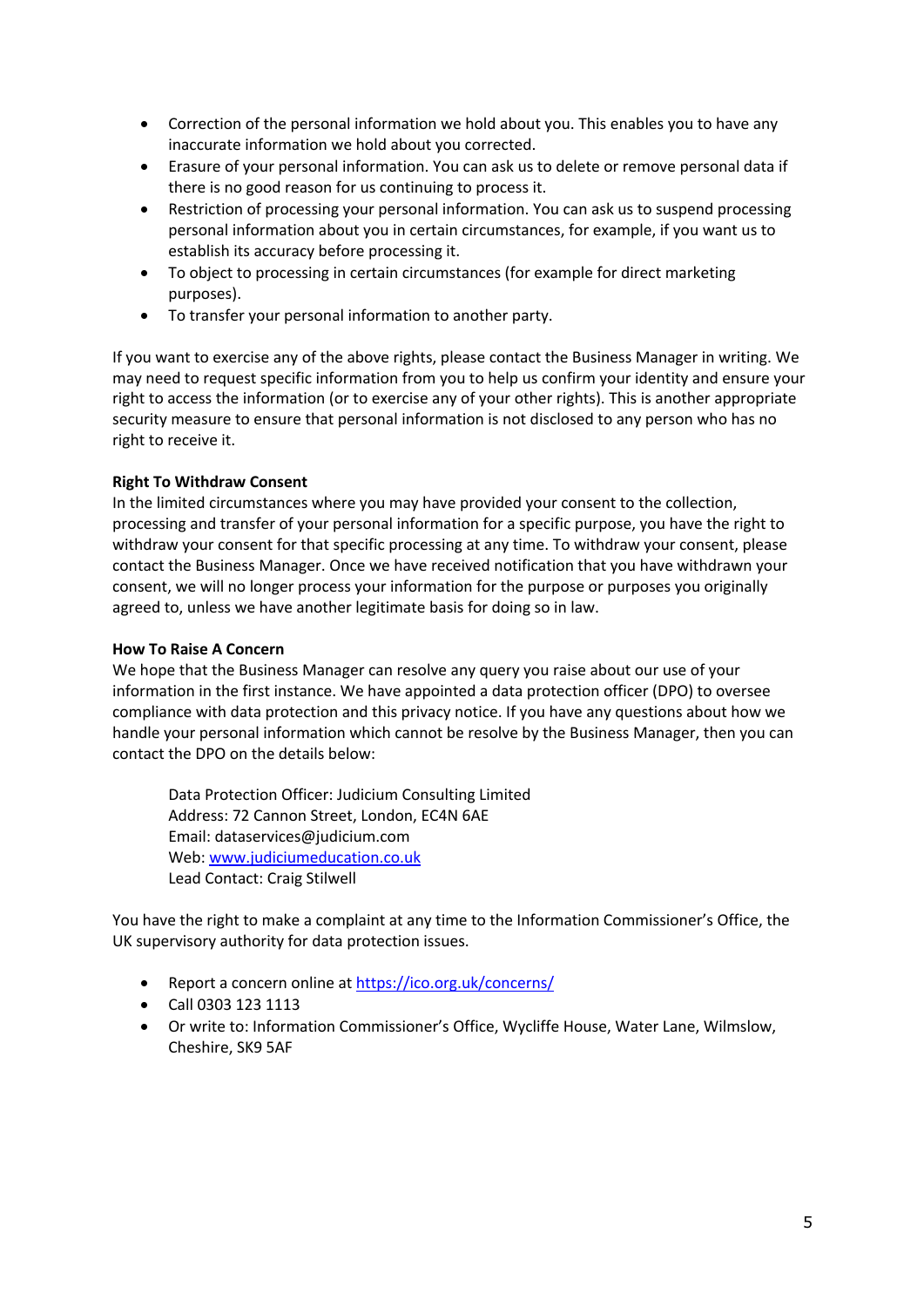- Correction of the personal information we hold about you. This enables you to have any inaccurate information we hold about you corrected.
- Erasure of your personal information. You can ask us to delete or remove personal data if there is no good reason for us continuing to process it.
- Restriction of processing your personal information. You can ask us to suspend processing personal information about you in certain circumstances, for example, if you want us to establish its accuracy before processing it.
- To object to processing in certain circumstances (for example for direct marketing purposes).
- To transfer your personal information to another party.

If you want to exercise any of the above rights, please contact the Business Manager in writing. We may need to request specific information from you to help us confirm your identity and ensure your right to access the information (or to exercise any of your other rights). This is another appropriate security measure to ensure that personal information is not disclosed to any person who has no right to receive it.

**Right To Withdraw Consent**

In the limited circumstances where you may have provided your consent to the collection, processing and transfer of your personal information for a specific purpose, you have the right to withdraw your consent for that specific processing at any time. To withdraw your consent, please contact the Business Manager. Once we have received notification that you have withdrawn your consent, we will no longer process your information for the purpose or purposes you originally agreed to, unless we have another legitimate basis for doing so in law.

**How To Raise A Concern**

We hope that the Business Manager can resolve any query you raise about our use of your information in the first instance. We have appointed a data protection officer (DPO) to oversee compliance with data protection and this privacy notice. If you have any questions about how we handle your personal information which cannot be resolve by the Business Manager, then you can contact the DPO on the details below:

> Data Protection Officer: Judicium Consulting Limited
> Address: 72 Cannon Street, London, EC4N 6AE
> Email: dataservices@judicium.com
> Web: [www.judiciumeducation.co.uk](http://www.judiciumeducation.co.uk)
> Lead Contact: Craig Stilwell

You have the right to make a complaint at any time to the Information Commissioner's Office, the UK supervisory authority for data protection issues.

- Report a concern online at [https://ico.org.uk/concerns/](https://ico.org.uk/concerns/)
- Call 0303 123 1113
- Or write to: Information Commissioner's Office, Wycliffe House, Water Lane, Wilmslow, Cheshire, SK9 5AF